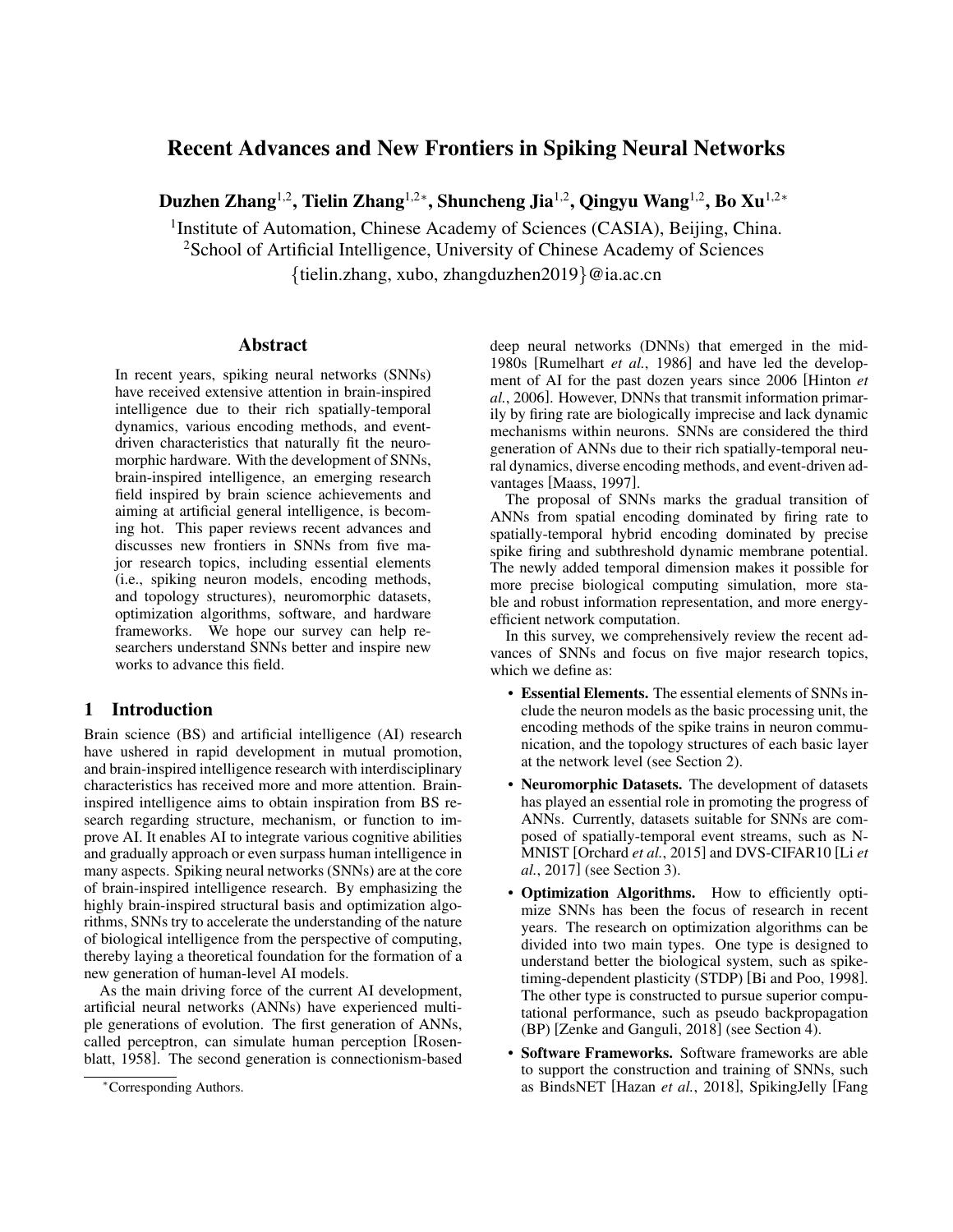# Recent Advances and New Frontiers in Spiking Neural Networks

**Duzhen Zhang[1,2], Tielin Zhang[1,2*], Shuncheng Jia[1,2], Qingyu Wang[1,2], Bo Xu[1,2*]**

[1]Institute of Automation, Chinese Academy of Sciences (CASIA), Beijing, China.
[2]School of Artificial Intelligence, University of Chinese Academy of Sciences
{tielin.zhang, xubo, zhangduzhen2019}@ia.ac.cn

## Abstract

In recent years, spiking neural networks (SNNs) have received extensive attention in brain-inspired intelligence due to their rich spatially-temporal dynamics, various encoding methods, and event-driven characteristics that naturally fit the neuromorphic hardware. With the development of SNNs, brain-inspired intelligence, an emerging research field inspired by brain science achievements and aiming at artificial general intelligence, is becoming hot. This paper reviews recent advances and discusses new frontiers in SNNs from five major research topics, including essential elements (i.e., spiking neuron models, encoding methods, and topology structures), neuromorphic datasets, optimization algorithms, software, and hardware frameworks. We hope our survey can help researchers understand SNNs better and inspire new works to advance this field.

## 1 Introduction

Brain science (BS) and artificial intelligence (AI) research have ushered in rapid development in mutual promotion, and brain-inspired intelligence research with interdisciplinary characteristics has received more and more attention. Brain-inspired intelligence aims to obtain inspiration from BS research regarding structure, mechanism, or function to improve AI. It enables AI to integrate various cognitive abilities and gradually approach or even surpass human intelligence in many aspects. Spiking neural networks (SNNs) are at the core of brain-inspired intelligence research. By emphasizing the highly brain-inspired structural basis and optimization algorithms, SNNs try to accelerate the understanding of the nature of biological intelligence from the perspective of computing, thereby laying a theoretical foundation for the formation of a new generation of human-level AI models.

As the main driving force of the current AI development, artificial neural networks (ANNs) have experienced multiple generations of evolution. The first generation of ANNs, called perceptron, can simulate human perception [Rosenblatt, 1958]. The second generation is connectionism-based deep neural networks (DNNs) that emerged in the mid-1980s [Rumelhart *et al.*, 1986] and have led the development of AI for the past dozen years since 2006 [Hinton *et al.*, 2006]. However, DNNs that transmit information primarily by firing rate are biologically imprecise and lack dynamic mechanisms within neurons. SNNs are considered the third generation of ANNs due to their rich spatially-temporal neural dynamics, diverse encoding methods, and event-driven advantages [Maass, 1997].

The proposal of SNNs marks the gradual transition of ANNs from spatial encoding dominated by firing rate to spatially-temporal hybrid encoding dominated by precise spike firing and subthreshold dynamic membrane potential. The newly added temporal dimension makes it possible for more precise biological computing simulation, more stable and robust information representation, and more energy-efficient network computation.

In this survey, we comprehensively review the recent advances of SNNs and focus on five major research topics, which we define as:

- **Essential Elements.** The essential elements of SNNs include the neuron models as the basic processing unit, the encoding methods of the spike trains in neuron communication, and the topology structures of each basic layer at the network level (see Section 2).
- **Neuromorphic Datasets.** The development of datasets has played an essential role in promoting the progress of ANNs. Currently, datasets suitable for SNNs are composed of spatially-temporal event streams, such as N-MNIST [Orchard *et al.*, 2015] and DVS-CIFAR10 [Li *et al.*, 2017] (see Section 3).
- **Optimization Algorithms.** How to efficiently optimize SNNs has been the focus of research in recent years. The research on optimization algorithms can be divided into two main types. One type is designed to understand better the biological system, such as spike-timing-dependent plasticity (STDP) [Bi and Poo, 1998]. The other type is constructed to pursue superior computational performance, such as pseudo backpropagation (BP) [Zenke and Ganguli, 2018] (see Section 4).
- **Software Frameworks.** Software frameworks are able to support the construction and training of SNNs, such as BindsNET [Hazan *et al.*, 2018], SpikingJelly [Fang

*Corresponding Authors.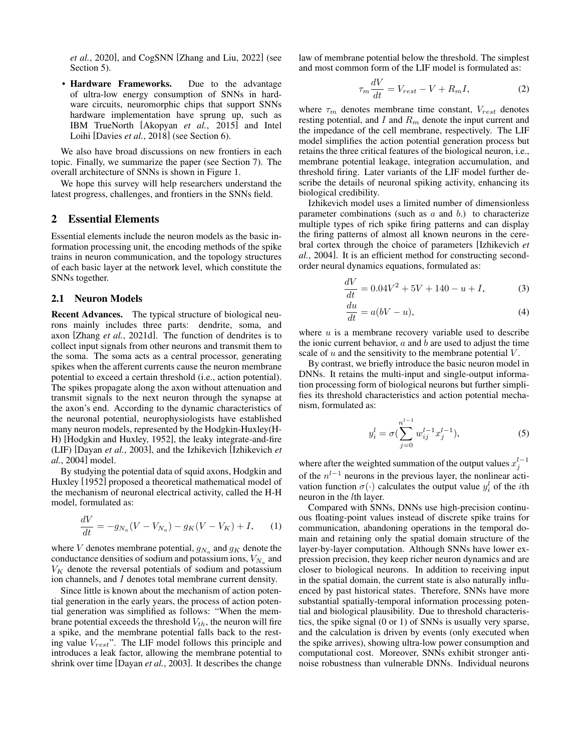*et al.*, 2020], and CogSNN [Zhang and Liu, 2022] (see Section 5).

- **Hardware Frameworks.** Due to the advantage of ultra-low energy consumption of SNNs in hardware circuits, neuromorphic chips that support SNNs hardware implementation have sprung up, such as IBM TrueNorth [Akopyan *et al.*, 2015] and Intel Loihi [Davies *et al.*, 2018] (see Section 6).

We also have broad discussions on new frontiers in each topic. Finally, we summarize the paper (see Section 7). The overall architecture of SNNs is shown in Figure 1.

We hope this survey will help researchers understand the latest progress, challenges, and frontiers in the SNNs field.

## 2 Essential Elements

Essential elements include the neuron models as the basic information processing unit, the encoding methods of the spike trains in neuron communication, and the topology structures of each basic layer at the network level, which constitute the SNNs together.

### 2.1 Neuron Models

**Recent Advances.** The typical structure of biological neurons mainly includes three parts: dendrite, soma, and axon [Zhang *et al.*, 2021d]. The function of dendrites is to collect input signals from other neurons and transmit them to the soma. The soma acts as a central processor, generating spikes when the afferent currents cause the neuron membrane potential to exceed a certain threshold (i.e., action potential). The spikes propagate along the axon without attenuation and transmit signals to the next neuron through the synapse at the axon's end. According to the dynamic characteristics of the neuronal potential, neurophysiologists have established many neuron models, represented by the Hodgkin-Huxley(H-H) [Hodgkin and Huxley, 1952], the leaky integrate-and-fire (LIF) [Dayan *et al.*, 2003], and the Izhikevich [Izhikevich *et al.*, 2004] model.

By studying the potential data of squid axons, Hodgkin and Huxley [1952] proposed a theoretical mathematical model of the mechanism of neuronal electrical activity, called the H-H model, formulated as:

$$\frac{dV}{dt} = -g_{N_a}(V - V_{N_a}) - g_K(V - V_K) + I, \tag{1}$$

where $V$ denotes membrane potential, $g_{N_a}$ and $g_K$ denote the conductance densities of sodium and potassium ions, $V_{N_a}$ and $V_K$ denote the reversal potentials of sodium and potassium ion channels, and $I$ denotes total membrane current density.

Since little is known about the mechanism of action potential generation in the early years, the process of action potential generation was simplified as follows: "When the membrane potential exceeds the threshold $V_{th}$, the neuron will fire a spike, and the membrane potential falls back to the resting value $V_{rest}$". The LIF model follows this principle and introduces a leak factor, allowing the membrane potential to shrink over time [Dayan *et al.*, 2003]. It describes the change law of membrane potential below the threshold. The simplest and most common form of the LIF model is formulated as:

$$\tau_m \frac{dV}{dt} = V_{rest} - V + R_m I, \tag{2}$$

where $\tau_m$ denotes membrane time constant, $V_{rest}$ denotes resting potential, and $I$ and $R_m$ denote the input current and the impedance of the cell membrane, respectively. The LIF model simplifies the action potential generation process but retains the three critical features of the biological neuron, i.e., membrane potential leakage, integration accumulation, and threshold firing. Later variants of the LIF model further describe the details of neuronal spiking activity, enhancing its biological credibility.

Izhikevich model uses a limited number of dimensionless parameter combinations (such as $a$ and $b$.) to characterize multiple types of rich spike firing patterns and can display the firing patterns of almost all known neurons in the cerebral cortex through the choice of parameters [Izhikevich *et al.*, 2004]. It is an efficient method for constructing second-order neural dynamics equations, formulated as:

$$\frac{dV}{dt} = 0.04V^2 + 5V + 140 - u + I, \tag{3}$$

$$\frac{du}{dt} = a(bV - u), \tag{4}$$

where $u$ is a membrane recovery variable used to describe the ionic current behavior, $a$ and $b$ are used to adjust the time scale of $u$ and the sensitivity to the membrane potential $V$.

By contrast, we briefly introduce the basic neuron model in DNNs. It retains the multi-input and single-output information processing form of biological neurons but further simplifies its threshold characteristics and action potential mechanism, formulated as:

$$y_i^l = \sigma\left(\sum_{j=0}^{n^{l-1}} w_{ij}^{l-1} x_j^{l-1}\right), \tag{5}$$

where after the weighted summation of the output values $x_j^{l-1}$ of the $n^{l-1}$ neurons in the previous layer, the nonlinear activation function $\sigma(\cdot)$ calculates the output value $y_i^l$ of the $i$th neuron in the $l$th layer.

Compared with SNNs, DNNs use high-precision continuous floating-point values instead of discrete spike trains for communication, abandoning operations in the temporal domain and retaining only the spatial domain structure of the layer-by-layer computation. Although SNNs have lower expression precision, they keep richer neuron dynamics and are closer to biological neurons. In addition to receiving input in the spatial domain, the current state is also naturally influenced by past historical states. Therefore, SNNs have more substantial spatially-temporal information processing potential and biological plausibility. Due to threshold characteristics, the spike signal (0 or 1) of SNNs is usually very sparse, and the calculation is driven by events (only executed when the spike arrives), showing ultra-low power consumption and computational cost. Moreover, SNNs exhibit stronger anti-noise robustness than vulnerable DNNs. Individual neurons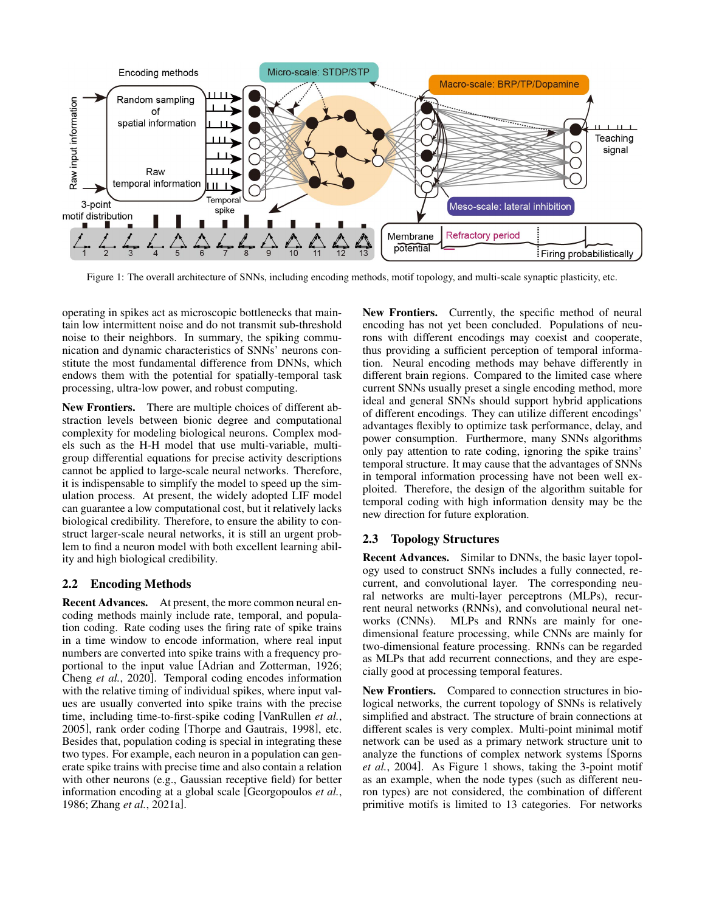Figure 1: The overall architecture of SNNs, including encoding methods, motif topology, and multi-scale synaptic plasticity, etc.

operating in spikes act as microscopic bottlenecks that maintain low intermittent noise and do not transmit sub-threshold noise to their neighbors. In summary, the spiking communication and dynamic characteristics of SNNs' neurons constitute the most fundamental difference from DNNs, which endows them with the potential for spatially-temporal task processing, ultra-low power, and robust computing.

**New Frontiers.** There are multiple choices of different abstraction levels between bionic degree and computational complexity for modeling biological neurons. Complex models such as the H-H model that use multi-variable, multi-group differential equations for precise activity descriptions cannot be applied to large-scale neural networks. Therefore, it is indispensable to simplify the model to speed up the simulation process. At present, the widely adopted LIF model can guarantee a low computational cost, but it relatively lacks biological credibility. Therefore, to ensure the ability to construct larger-scale neural networks, it is still an urgent problem to find a neuron model with both excellent learning ability and high biological credibility.

## 2.2 Encoding Methods

**Recent Advances.** At present, the more common neural encoding methods mainly include rate, temporal, and population coding. Rate coding uses the firing rate of spike trains in a time window to encode information, where real input numbers are converted into spike trains with a frequency proportional to the input value [Adrian and Zotterman, 1926; Cheng *et al.*, 2020]. Temporal coding encodes information with the relative timing of individual spikes, where input values are usually converted into spike trains with the precise time, including time-to-first-spike coding [VanRullen *et al.*, 2005], rank order coding [Thorpe and Gautrais, 1998], etc. Besides that, population coding is special in integrating these two types. For example, each neuron in a population can generate spike trains with precise time and also contain a relation with other neurons (e.g., Gaussian receptive field) for better information encoding at a global scale [Georgopoulos *et al.*, 1986; Zhang *et al.*, 2021a].

**New Frontiers.** Currently, the specific method of neural encoding has not yet been concluded. Populations of neurons with different encodings may coexist and cooperate, thus providing a sufficient perception of temporal information. Neural encoding methods may behave differently in different brain regions. Compared to the limited case where current SNNs usually preset a single encoding method, more ideal and general SNNs should support hybrid applications of different encodings. They can utilize different encodings' advantages flexibly to optimize task performance, delay, and power consumption. Furthermore, many SNNs algorithms only pay attention to rate coding, ignoring the spike trains' temporal structure. It may cause that the advantages of SNNs in temporal information processing have not been well exploited. Therefore, the design of the algorithm suitable for temporal coding with high information density may be the new direction for future exploration.

## 2.3 Topology Structures

**Recent Advances.** Similar to DNNs, the basic layer topology used to construct SNNs includes a fully connected, recurrent, and convolutional layer. The corresponding neural networks are multi-layer perceptrons (MLPs), recurrent neural networks (RNNs), and convolutional neural networks (CNNs). MLPs and RNNs are mainly for one-dimensional feature processing, while CNNs are mainly for two-dimensional feature processing. RNNs can be regarded as MLPs that add recurrent connections, and they are especially good at processing temporal features.

**New Frontiers.** Compared to connection structures in biological networks, the current topology of SNNs is relatively simplified and abstract. The structure of brain connections at different scales is very complex. Multi-point minimal motif network can be used as a primary network structure unit to analyze the functions of complex network systems [Sporns *et al.*, 2004]. As Figure 1 shows, taking the 3-point motif as an example, when the node types (such as different neuron types) are not considered, the combination of different primitive motifs is limited to 13 categories. For networks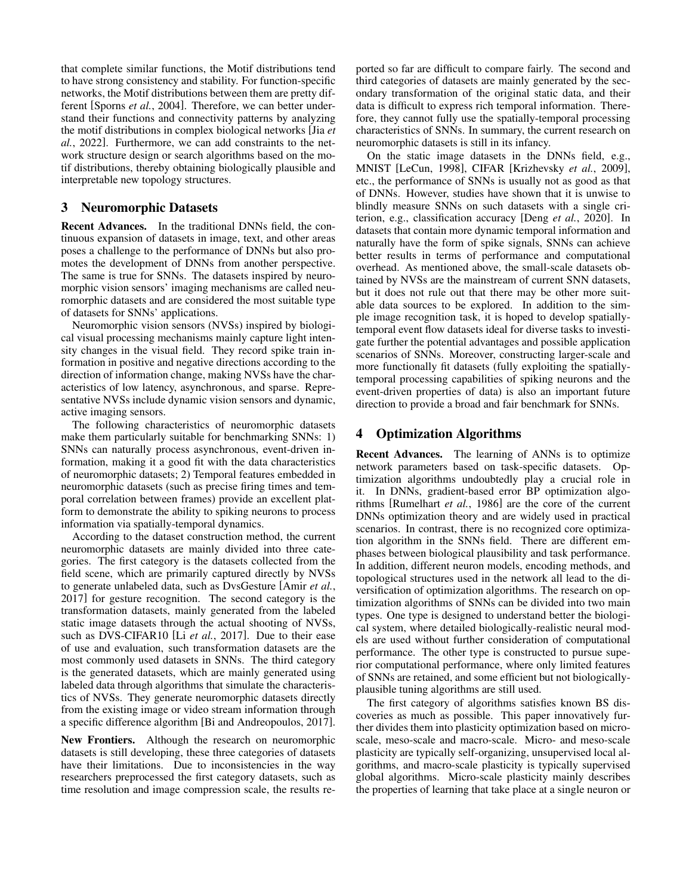that complete similar functions, the Motif distributions tend to have strong consistency and stability. For function-specific networks, the Motif distributions between them are pretty different [Sporns *et al.*, 2004]. Therefore, we can better understand their functions and connectivity patterns by analyzing the motif distributions in complex biological networks [Jia *et al.*, 2022]. Furthermore, we can add constraints to the network structure design or search algorithms based on the motif distributions, thereby obtaining biologically plausible and interpretable new topology structures.

## 3 Neuromorphic Datasets

**Recent Advances.** In the traditional DNNs field, the continuous expansion of datasets in image, text, and other areas poses a challenge to the performance of DNNs but also promotes the development of DNNs from another perspective. The same is true for SNNs. The datasets inspired by neuromorphic vision sensors' imaging mechanisms are called neuromorphic datasets and are considered the most suitable type of datasets for SNNs' applications.

Neuromorphic vision sensors (NVSs) inspired by biological visual processing mechanisms mainly capture light intensity changes in the visual field. They record spike train information in positive and negative directions according to the direction of information change, making NVSs have the characteristics of low latency, asynchronous, and sparse. Representative NVSs include dynamic vision sensors and dynamic, active imaging sensors.

The following characteristics of neuromorphic datasets make them particularly suitable for benchmarking SNNs: 1) SNNs can naturally process asynchronous, event-driven information, making it a good fit with the data characteristics of neuromorphic datasets; 2) Temporal features embedded in neuromorphic datasets (such as precise firing times and temporal correlation between frames) provide an excellent platform to demonstrate the ability to spiking neurons to process information via spatially-temporal dynamics.

According to the dataset construction method, the current neuromorphic datasets are mainly divided into three categories. The first category is the datasets collected from the field scene, which are primarily captured directly by NVSs to generate unlabeled data, such as DvsGesture [Amir *et al.*, 2017] for gesture recognition. The second category is the transformation datasets, mainly generated from the labeled static image datasets through the actual shooting of NVSs, such as DVS-CIFAR10 [Li *et al.*, 2017]. Due to their ease of use and evaluation, such transformation datasets are the most commonly used datasets in SNNs. The third category is the generated datasets, which are mainly generated using labeled data through algorithms that simulate the characteristics of NVSs. They generate neuromorphic datasets directly from the existing image or video stream information through a specific difference algorithm [Bi and Andreopoulos, 2017].

**New Frontiers.** Although the research on neuromorphic datasets is still developing, these three categories of datasets have their limitations. Due to inconsistencies in the way researchers preprocessed the first category datasets, such as time resolution and image compression scale, the results reported so far are difficult to compare fairly. The second and third categories of datasets are mainly generated by the secondary transformation of the original static data, and their data is difficult to express rich temporal information. Therefore, they cannot fully use the spatially-temporal processing characteristics of SNNs. In summary, the current research on neuromorphic datasets is still in its infancy.

On the static image datasets in the DNNs field, e.g., MNIST [LeCun, 1998], CIFAR [Krizhevsky *et al.*, 2009], etc., the performance of SNNs is usually not as good as that of DNNs. However, studies have shown that it is unwise to blindly measure SNNs on such datasets with a single criterion, e.g., classification accuracy [Deng *et al.*, 2020]. In datasets that contain more dynamic temporal information and naturally have the form of spike signals, SNNs can achieve better results in terms of performance and computational overhead. As mentioned above, the small-scale datasets obtained by NVSs are the mainstream of current SNN datasets, but it does not rule out that there may be other more suitable data sources to be explored. In addition to the simple image recognition task, it is hoped to develop spatially-temporal event flow datasets ideal for diverse tasks to investigate further the potential advantages and possible application scenarios of SNNs. Moreover, constructing larger-scale and more functionally fit datasets (fully exploiting the spatially-temporal processing capabilities of spiking neurons and the event-driven properties of data) is also an important future direction to provide a broad and fair benchmark for SNNs.

## 4 Optimization Algorithms

**Recent Advances.** The learning of ANNs is to optimize network parameters based on task-specific datasets. Optimization algorithms undoubtedly play a crucial role in it. In DNNs, gradient-based error BP optimization algorithms [Rumelhart *et al.*, 1986] are the core of the current DNNs optimization theory and are widely used in practical scenarios. In contrast, there is no recognized core optimization algorithm in the SNNs field. There are different emphases between biological plausibility and task performance. In addition, different neuron models, encoding methods, and topological structures used in the network all lead to the diversification of optimization algorithms. The research on optimization algorithms of SNNs can be divided into two main types. One type is designed to understand better the biological system, where detailed biologically-realistic neural models are used without further consideration of computational performance. The other type is constructed to pursue superior computational performance, where only limited features of SNNs are retained, and some efficient but not biologically-plausible tuning algorithms are still used.

The first category of algorithms satisfies known BS discoveries as much as possible. This paper innovatively further divides them into plasticity optimization based on micro-scale, meso-scale and macro-scale. Micro- and meso-scale plasticity are typically self-organizing, unsupervised local algorithms, and macro-scale plasticity is typically supervised global algorithms. Micro-scale plasticity mainly describes the properties of learning that take place at a single neuron or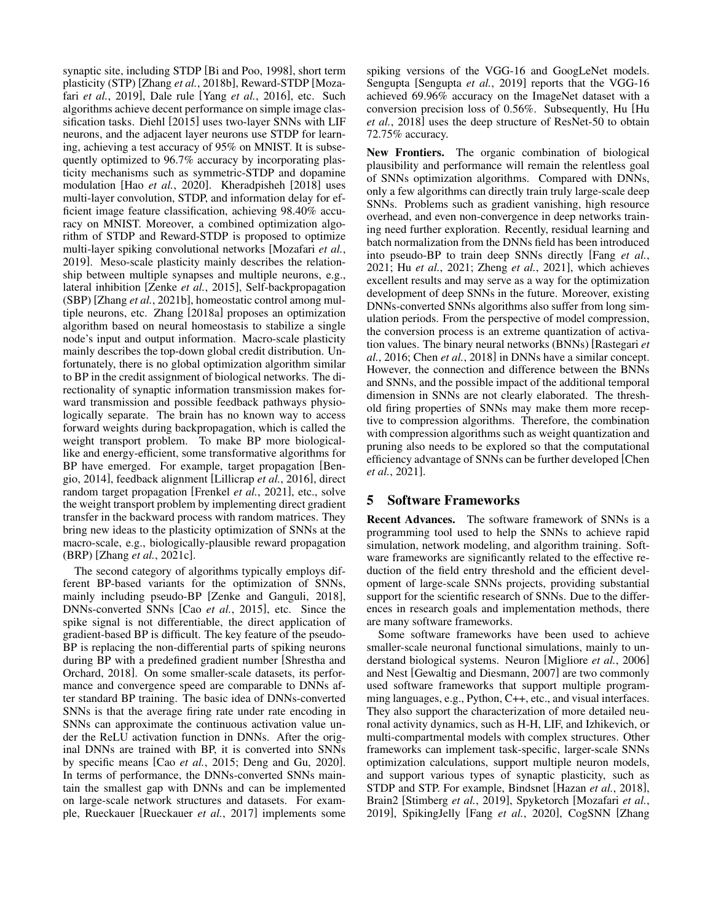synaptic site, including STDP [Bi and Poo, 1998], short term plasticity (STP) [Zhang *et al.*, 2018b], Reward-STDP [Mozafari *et al.*, 2019], Dale rule [Yang *et al.*, 2016], etc. Such algorithms achieve decent performance on simple image classification tasks. Diehl [2015] uses two-layer SNNs with LIF neurons, and the adjacent layer neurons use STDP for learning, achieving a test accuracy of 95% on MNIST. It is subsequently optimized to 96.7% accuracy by incorporating plasticity mechanisms such as symmetric-STDP and dopamine modulation [Hao *et al.*, 2020]. Kheradpisheh [2018] uses multi-layer convolution, STDP, and information delay for efficient image feature classification, achieving 98.40% accuracy on MNIST. Moreover, a combined optimization algorithm of STDP and Reward-STDP is proposed to optimize multi-layer spiking convolutional networks [Mozafari *et al.*, 2019]. Meso-scale plasticity mainly describes the relationship between multiple synapses and multiple neurons, e.g., lateral inhibition [Zenke *et al.*, 2015], Self-backpropagation (SBP) [Zhang *et al.*, 2021b], homeostatic control among multiple neurons, etc. Zhang [2018a] proposes an optimization algorithm based on neural homeostasis to stabilize a single node's input and output information. Macro-scale plasticity mainly describes the top-down global credit distribution. Unfortunately, there is no global optimization algorithm similar to BP in the credit assignment of biological networks. The directionality of synaptic information transmission makes forward transmission and possible feedback pathways physiologically separate. The brain has no known way to access forward weights during backpropagation, which is called the weight transport problem. To make BP more biological-like and energy-efficient, some transformative algorithms for BP have emerged. For example, target propagation [Bengio, 2014], feedback alignment [Lillicrap *et al.*, 2016], direct random target propagation [Frenkel *et al.*, 2021], etc., solve the weight transport problem by implementing direct gradient transfer in the backward process with random matrices. They bring new ideas to the plasticity optimization of SNNs at the macro-scale, e.g., biologically-plausible reward propagation (BRP) [Zhang *et al.*, 2021c].

The second category of algorithms typically employs different BP-based variants for the optimization of SNNs, mainly including pseudo-BP [Zenke and Ganguli, 2018], DNNs-converted SNNs [Cao *et al.*, 2015], etc. Since the spike signal is not differentiable, the direct application of gradient-based BP is difficult. The key feature of the pseudo-BP is replacing the non-differential parts of spiking neurons during BP with a predefined gradient number [Shrestha and Orchard, 2018]. On some smaller-scale datasets, its performance and convergence speed are comparable to DNNs after standard BP training. The basic idea of DNNs-converted SNNs is that the average firing rate under rate encoding in SNNs can approximate the continuous activation value under the ReLU activation function in DNNs. After the original DNNs are trained with BP, it is converted into SNNs by specific means [Cao *et al.*, 2015; Deng and Gu, 2020]. In terms of performance, the DNNs-converted SNNs maintain the smallest gap with DNNs and can be implemented on large-scale network structures and datasets. For example, Rueckauer [Rueckauer *et al.*, 2017] implements some spiking versions of the VGG-16 and GoogLeNet models. Sengupta [Sengupta *et al.*, 2019] reports that the VGG-16 achieved 69.96% accuracy on the ImageNet dataset with a conversion precision loss of 0.56%. Subsequently, Hu [Hu *et al.*, 2018] uses the deep structure of ResNet-50 to obtain 72.75% accuracy.

**New Frontiers.** The organic combination of biological plausibility and performance will remain the relentless goal of SNNs optimization algorithms. Compared with DNNs, only a few algorithms can directly train truly large-scale deep SNNs. Problems such as gradient vanishing, high resource overhead, and even non-convergence in deep networks training need further exploration. Recently, residual learning and batch normalization from the DNNs field has been introduced into pseudo-BP to train deep SNNs directly [Fang *et al.*, 2021; Hu *et al.*, 2021; Zheng *et al.*, 2021], which achieves excellent results and may serve as a way for the optimization development of deep SNNs in the future. Moreover, existing DNNs-converted SNNs algorithms also suffer from long simulation periods. From the perspective of model compression, the conversion process is an extreme quantization of activation values. The binary neural networks (BNNs) [Rastegari *et al.*, 2016; Chen *et al.*, 2018] in DNNs have a similar concept. However, the connection and difference between the BNNs and SNNs, and the possible impact of the additional temporal dimension in SNNs are not clearly elaborated. The threshold firing properties of SNNs may make them more receptive to compression algorithms. Therefore, the combination with compression algorithms such as weight quantization and pruning also needs to be explored so that the computational efficiency advantage of SNNs can be further developed [Chen *et al.*, 2021].

## 5 Software Frameworks

**Recent Advances.** The software framework of SNNs is a programming tool used to help the SNNs to achieve rapid simulation, network modeling, and algorithm training. Software frameworks are significantly related to the effective reduction of the field entry threshold and the efficient development of large-scale SNNs projects, providing substantial support for the scientific research of SNNs. Due to the differences in research goals and implementation methods, there are many software frameworks.

Some software frameworks have been used to achieve smaller-scale neuronal functional simulations, mainly to understand biological systems. Neuron [Migliore *et al.*, 2006] and Nest [Gewaltig and Diesmann, 2007] are two commonly used software frameworks that support multiple programming languages, e.g., Python, C++, etc., and visual interfaces. They also support the characterization of more detailed neuronal activity dynamics, such as H-H, LIF, and Izhikevich, or multi-compartmental models with complex structures. Other frameworks can implement task-specific, larger-scale SNNs optimization calculations, support multiple neuron models, and support various types of synaptic plasticity, such as STDP and STP. For example, Bindsnet [Hazan *et al.*, 2018], Brain2 [Stimberg *et al.*, 2019], Spyketorch [Mozafari *et al.*, 2019], SpikingJelly [Fang *et al.*, 2020], CogSNN [Zhang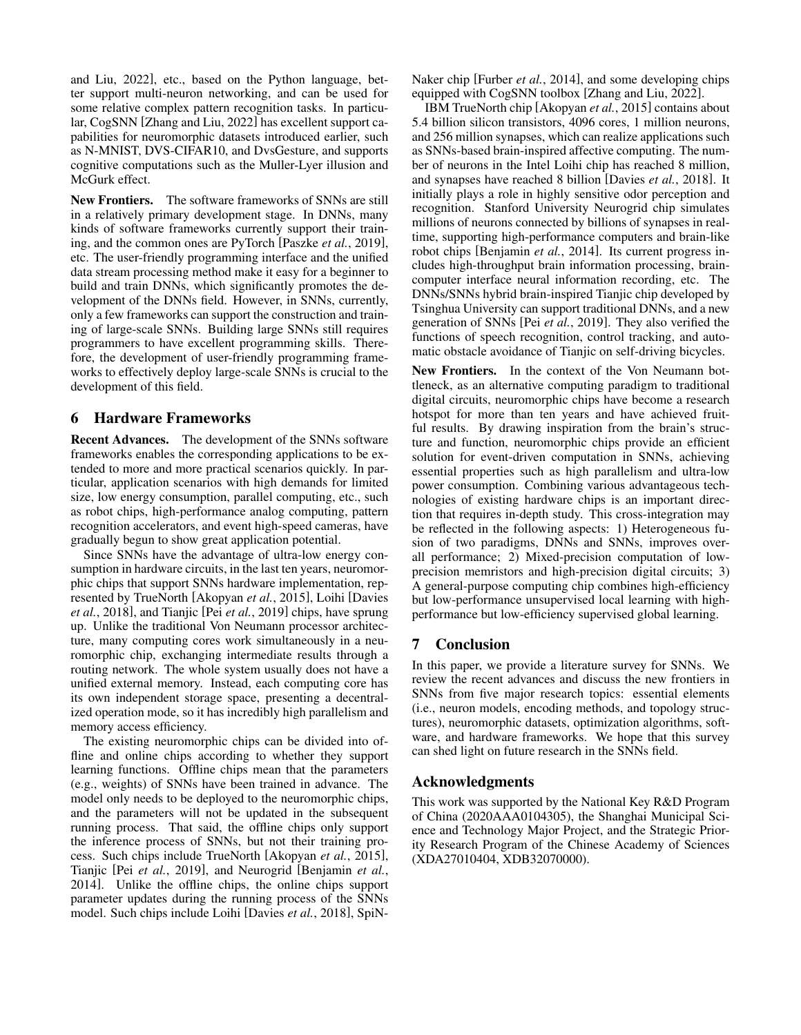and Liu, 2022], etc., based on the Python language, better support multi-neuron networking, and can be used for some relative complex pattern recognition tasks. In particular, CogSNN [Zhang and Liu, 2022] has excellent support capabilities for neuromorphic datasets introduced earlier, such as N-MNIST, DVS-CIFAR10, and DvsGesture, and supports cognitive computations such as the Muller-Lyer illusion and McGurk effect.

**New Frontiers.** The software frameworks of SNNs are still in a relatively primary development stage. In DNNs, many kinds of software frameworks currently support their training, and the common ones are PyTorch [Paszke *et al.*, 2019], etc. The user-friendly programming interface and the unified data stream processing method make it easy for a beginner to build and train DNNs, which significantly promotes the development of the DNNs field. However, in SNNs, currently, only a few frameworks can support the construction and training of large-scale SNNs. Building large SNNs still requires programmers to have excellent programming skills. Therefore, the development of user-friendly programming frameworks to effectively deploy large-scale SNNs is crucial to the development of this field.

## 6 Hardware Frameworks

**Recent Advances.** The development of the SNNs software frameworks enables the corresponding applications to be extended to more and more practical scenarios quickly. In particular, application scenarios with high demands for limited size, low energy consumption, parallel computing, etc., such as robot chips, high-performance analog computing, pattern recognition accelerators, and event high-speed cameras, have gradually begun to show great application potential.

Since SNNs have the advantage of ultra-low energy consumption in hardware circuits, in the last ten years, neuromorphic chips that support SNNs hardware implementation, represented by TrueNorth [Akopyan *et al.*, 2015], Loihi [Davies *et al.*, 2018], and Tianjic [Pei *et al.*, 2019] chips, have sprung up. Unlike the traditional Von Neumann processor architecture, many computing cores work simultaneously in a neuromorphic chip, exchanging intermediate results through a routing network. The whole system usually does not have a unified external memory. Instead, each computing core has its own independent storage space, presenting a decentralized operation mode, so it has incredibly high parallelism and memory access efficiency.

The existing neuromorphic chips can be divided into offline and online chips according to whether they support learning functions. Offline chips mean that the parameters (e.g., weights) of SNNs have been trained in advance. The model only needs to be deployed to the neuromorphic chips, and the parameters will not be updated in the subsequent running process. That said, the offline chips only support the inference process of SNNs, but not their training process. Such chips include TrueNorth [Akopyan *et al.*, 2015], Tianjic [Pei *et al.*, 2019], and Neurogrid [Benjamin *et al.*, 2014]. Unlike the offline chips, the online chips support parameter updates during the running process of the SNNs model. Such chips include Loihi [Davies *et al.*, 2018], SpiNNaker chip [Furber *et al.*, 2014], and some developing chips equipped with CogSNN toolbox [Zhang and Liu, 2022].

IBM TrueNorth chip [Akopyan *et al.*, 2015] contains about 5.4 billion silicon transistors, 4096 cores, 1 million neurons, and 256 million synapses, which can realize applications such as SNNs-based brain-inspired affective computing. The number of neurons in the Intel Loihi chip has reached 8 million, and synapses have reached 8 billion [Davies *et al.*, 2018]. It initially plays a role in highly sensitive odor perception and recognition. Stanford University Neurogrid chip simulates millions of neurons connected by billions of synapses in real-time, supporting high-performance computers and brain-like robot chips [Benjamin *et al.*, 2014]. Its current progress includes high-throughput brain information processing, brain-computer interface neural information recording, etc. The DNNs/SNNs hybrid brain-inspired Tianjic chip developed by Tsinghua University can support traditional DNNs, and a new generation of SNNs [Pei *et al.*, 2019]. They also verified the functions of speech recognition, control tracking, and automatic obstacle avoidance of Tianjic on self-driving bicycles.

**New Frontiers.** In the context of the Von Neumann bottleneck, as an alternative computing paradigm to traditional digital circuits, neuromorphic chips have become a research hotspot for more than ten years and have achieved fruitful results. By drawing inspiration from the brain's structure and function, neuromorphic chips provide an efficient solution for event-driven computation in SNNs, achieving essential properties such as high parallelism and ultra-low power consumption. Combining various advantageous technologies of existing hardware chips is an important direction that requires in-depth study. This cross-integration may be reflected in the following aspects: 1) Heterogeneous fusion of two paradigms, DNNs and SNNs, improves overall performance; 2) Mixed-precision computation of low-precision memristors and high-precision digital circuits; 3) A general-purpose computing chip combines high-efficiency but low-performance unsupervised local learning with high-performance but low-efficiency supervised global learning.

## 7 Conclusion

In this paper, we provide a literature survey for SNNs. We review the recent advances and discuss the new frontiers in SNNs from five major research topics: essential elements (i.e., neuron models, encoding methods, and topology structures), neuromorphic datasets, optimization algorithms, software, and hardware frameworks. We hope that this survey can shed light on future research in the SNNs field.

## Acknowledgments

This work was supported by the National Key R&D Program of China (2020AAA0104305), the Shanghai Municipal Science and Technology Major Project, and the Strategic Priority Research Program of the Chinese Academy of Sciences (XDA27010404, XDB32070000).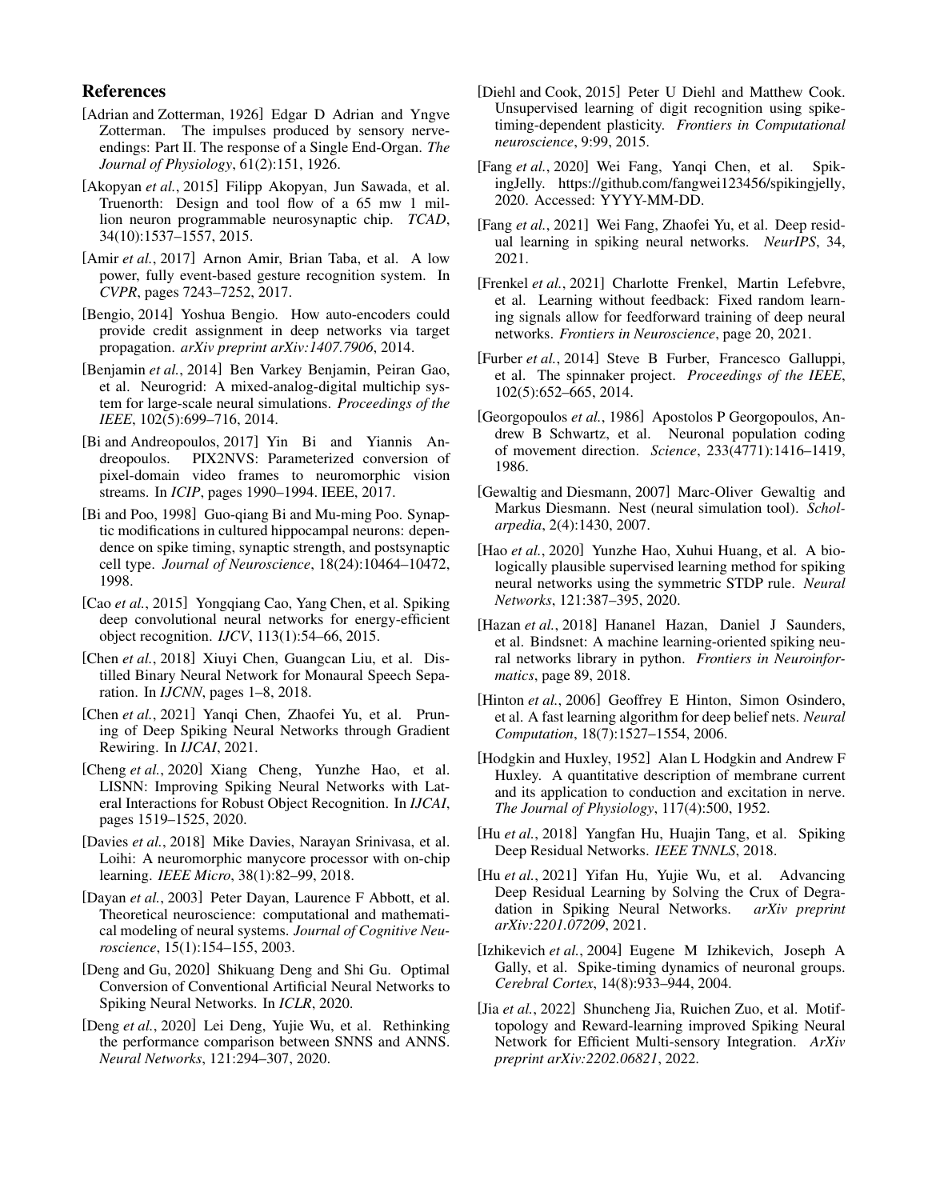## References

[Adrian and Zotterman, 1926] Edgar D Adrian and Yngve Zotterman. The impulses produced by sensory nerve-endings: Part II. The response of a Single End-Organ. *The Journal of Physiology*, 61(2):151, 1926.

[Akopyan *et al.*, 2015] Filipp Akopyan, Jun Sawada, et al. Truenorth: Design and tool flow of a 65 mw 1 million neuron programmable neurosynaptic chip. *TCAD*, 34(10):1537–1557, 2015.

[Amir *et al.*, 2017] Arnon Amir, Brian Taba, et al. A low power, fully event-based gesture recognition system. In *CVPR*, pages 7243–7252, 2017.

[Bengio, 2014] Yoshua Bengio. How auto-encoders could provide credit assignment in deep networks via target propagation. *arXiv preprint arXiv:1407.7906*, 2014.

[Benjamin *et al.*, 2014] Ben Varkey Benjamin, Peiran Gao, et al. Neurogrid: A mixed-analog-digital multichip system for large-scale neural simulations. *Proceedings of the IEEE*, 102(5):699–716, 2014.

[Bi and Andreopoulos, 2017] Yin Bi and Yiannis Andreopoulos. PIX2NVS: Parameterized conversion of pixel-domain video frames to neuromorphic vision streams. In *ICIP*, pages 1990–1994. IEEE, 2017.

[Bi and Poo, 1998] Guo-qiang Bi and Mu-ming Poo. Synaptic modifications in cultured hippocampal neurons: dependence on spike timing, synaptic strength, and postsynaptic cell type. *Journal of Neuroscience*, 18(24):10464–10472, 1998.

[Cao *et al.*, 2015] Yongqiang Cao, Yang Chen, et al. Spiking deep convolutional neural networks for energy-efficient object recognition. *IJCV*, 113(1):54–66, 2015.

[Chen *et al.*, 2018] Xiuyi Chen, Guangcan Liu, et al. Distilled Binary Neural Network for Monaural Speech Separation. In *IJCNN*, pages 1–8, 2018.

[Chen *et al.*, 2021] Yanqi Chen, Zhaofei Yu, et al. Pruning of Deep Spiking Neural Networks through Gradient Rewiring. In *IJCAI*, 2021.

[Cheng *et al.*, 2020] Xiang Cheng, Yunzhe Hao, et al. LISNN: Improving Spiking Neural Networks with Lateral Interactions for Robust Object Recognition. In *IJCAI*, pages 1519–1525, 2020.

[Davies *et al.*, 2018] Mike Davies, Narayan Srinivasa, et al. Loihi: A neuromorphic manycore processor with on-chip learning. *IEEE Micro*, 38(1):82–99, 2018.

[Dayan *et al.*, 2003] Peter Dayan, Laurence F Abbott, et al. Theoretical neuroscience: computational and mathematical modeling of neural systems. *Journal of Cognitive Neuroscience*, 15(1):154–155, 2003.

[Deng and Gu, 2020] Shikuang Deng and Shi Gu. Optimal Conversion of Conventional Artificial Neural Networks to Spiking Neural Networks. In *ICLR*, 2020.

[Deng *et al.*, 2020] Lei Deng, Yujie Wu, et al. Rethinking the performance comparison between SNNS and ANNS. *Neural Networks*, 121:294–307, 2020.

[Diehl and Cook, 2015] Peter U Diehl and Matthew Cook. Unsupervised learning of digit recognition using spike-timing-dependent plasticity. *Frontiers in Computational neuroscience*, 9:99, 2015.

[Fang *et al.*, 2020] Wei Fang, Yanqi Chen, et al. SpikingJelly. https://github.com/fangwei123456/spikingjelly, 2020. Accessed: YYYY-MM-DD.

[Fang *et al.*, 2021] Wei Fang, Zhaofei Yu, et al. Deep residual learning in spiking neural networks. *NeurIPS*, 34, 2021.

[Frenkel *et al.*, 2021] Charlotte Frenkel, Martin Lefebvre, et al. Learning without feedback: Fixed random learning signals allow for feedforward training of deep neural networks. *Frontiers in Neuroscience*, page 20, 2021.

[Furber *et al.*, 2014] Steve B Furber, Francesco Galluppi, et al. The spinnaker project. *Proceedings of the IEEE*, 102(5):652–665, 2014.

[Georgopoulos *et al.*, 1986] Apostolos P Georgopoulos, Andrew B Schwartz, et al. Neuronal population coding of movement direction. *Science*, 233(4771):1416–1419, 1986.

[Gewaltig and Diesmann, 2007] Marc-Oliver Gewaltig and Markus Diesmann. Nest (neural simulation tool). *Scholarpedia*, 2(4):1430, 2007.

[Hao *et al.*, 2020] Yunzhe Hao, Xuhui Huang, et al. A biologically plausible supervised learning method for spiking neural networks using the symmetric STDP rule. *Neural Networks*, 121:387–395, 2020.

[Hazan *et al.*, 2018] Hananel Hazan, Daniel J Saunders, et al. Bindsnet: A machine learning-oriented spiking neural networks library in python. *Frontiers in Neuroinformatics*, page 89, 2018.

[Hinton *et al.*, 2006] Geoffrey E Hinton, Simon Osindero, et al. A fast learning algorithm for deep belief nets. *Neural Computation*, 18(7):1527–1554, 2006.

[Hodgkin and Huxley, 1952] Alan L Hodgkin and Andrew F Huxley. A quantitative description of membrane current and its application to conduction and excitation in nerve. *The Journal of Physiology*, 117(4):500, 1952.

[Hu *et al.*, 2018] Yangfan Hu, Huajin Tang, et al. Spiking Deep Residual Networks. *IEEE TNNLS*, 2018.

[Hu *et al.*, 2021] Yifan Hu, Yujie Wu, et al. Advancing Deep Residual Learning by Solving the Crux of Degradation in Spiking Neural Networks. *arXiv preprint arXiv:2201.07209*, 2021.

[Izhikevich *et al.*, 2004] Eugene M Izhikevich, Joseph A Gally, et al. Spike-timing dynamics of neuronal groups. *Cerebral Cortex*, 14(8):933–944, 2004.

[Jia *et al.*, 2022] Shuncheng Jia, Ruichen Zuo, et al. Motif-topology and Reward-learning improved Spiking Neural Network for Efficient Multi-sensory Integration. *ArXiv preprint arXiv:2202.06821*, 2022.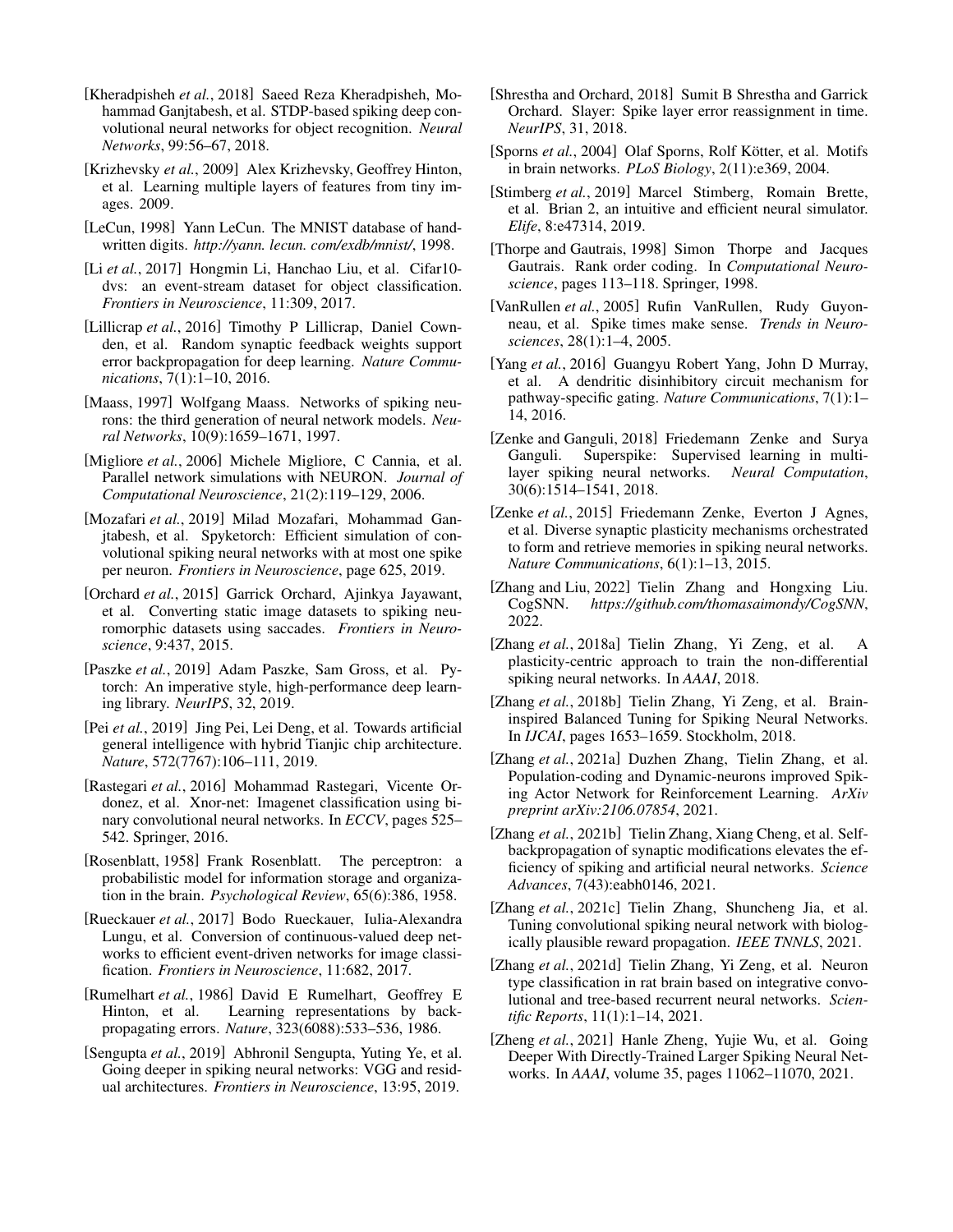[Kheradpisheh *et al.*, 2018] Saeed Reza Kheradpisheh, Mohammad Ganjtabesh, et al. STDP-based spiking deep convolutional neural networks for object recognition. *Neural Networks*, 99:56–67, 2018.

[Krizhevsky *et al.*, 2009] Alex Krizhevsky, Geoffrey Hinton, et al. Learning multiple layers of features from tiny images. 2009.

[LeCun, 1998] Yann LeCun. The MNIST database of handwritten digits. *http://yann. lecun. com/exdb/mnist/*, 1998.

[Li *et al.*, 2017] Hongmin Li, Hanchao Liu, et al. Cifar10-dvs: an event-stream dataset for object classification. *Frontiers in Neuroscience*, 11:309, 2017.

[Lillicrap *et al.*, 2016] Timothy P Lillicrap, Daniel Cownden, et al. Random synaptic feedback weights support error backpropagation for deep learning. *Nature Communications*, 7(1):1–10, 2016.

[Maass, 1997] Wolfgang Maass. Networks of spiking neurons: the third generation of neural network models. *Neural Networks*, 10(9):1659–1671, 1997.

[Migliore *et al.*, 2006] Michele Migliore, C Cannia, et al. Parallel network simulations with NEURON. *Journal of Computational Neuroscience*, 21(2):119–129, 2006.

[Mozafari *et al.*, 2019] Milad Mozafari, Mohammad Ganjtabesh, et al. Spyketorch: Efficient simulation of convolutional spiking neural networks with at most one spike per neuron. *Frontiers in Neuroscience*, page 625, 2019.

[Orchard *et al.*, 2015] Garrick Orchard, Ajinkya Jayawant, et al. Converting static image datasets to spiking neuromorphic datasets using saccades. *Frontiers in Neuroscience*, 9:437, 2015.

[Paszke *et al.*, 2019] Adam Paszke, Sam Gross, et al. Pytorch: An imperative style, high-performance deep learning library. *NeurIPS*, 32, 2019.

[Pei *et al.*, 2019] Jing Pei, Lei Deng, et al. Towards artificial general intelligence with hybrid Tianjic chip architecture. *Nature*, 572(7767):106–111, 2019.

[Rastegari *et al.*, 2016] Mohammad Rastegari, Vicente Ordonez, et al. Xnor-net: Imagenet classification using binary convolutional neural networks. In *ECCV*, pages 525–542. Springer, 2016.

[Rosenblatt, 1958] Frank Rosenblatt. The perceptron: a probabilistic model for information storage and organization in the brain. *Psychological Review*, 65(6):386, 1958.

[Rueckauer *et al.*, 2017] Bodo Rueckauer, Iulia-Alexandra Lungu, et al. Conversion of continuous-valued deep networks to efficient event-driven networks for image classification. *Frontiers in Neuroscience*, 11:682, 2017.

[Rumelhart *et al.*, 1986] David E Rumelhart, Geoffrey E Hinton, et al. Learning representations by back-propagating errors. *Nature*, 323(6088):533–536, 1986.

[Sengupta *et al.*, 2019] Abhronil Sengupta, Yuting Ye, et al. Going deeper in spiking neural networks: VGG and residual architectures. *Frontiers in Neuroscience*, 13:95, 2019.

[Shrestha and Orchard, 2018] Sumit B Shrestha and Garrick Orchard. Slayer: Spike layer error reassignment in time. *NeurIPS*, 31, 2018.

[Sporns *et al.*, 2004] Olaf Sporns, Rolf Kötter, et al. Motifs in brain networks. *PLoS Biology*, 2(11):e369, 2004.

[Stimberg *et al.*, 2019] Marcel Stimberg, Romain Brette, et al. Brian 2, an intuitive and efficient neural simulator. *Elife*, 8:e47314, 2019.

[Thorpe and Gautrais, 1998] Simon Thorpe and Jacques Gautrais. Rank order coding. In *Computational Neuroscience*, pages 113–118. Springer, 1998.

[VanRullen *et al.*, 2005] Rufin VanRullen, Rudy Guyonneau, et al. Spike times make sense. *Trends in Neurosciences*, 28(1):1–4, 2005.

[Yang *et al.*, 2016] Guangyu Robert Yang, John D Murray, et al. A dendritic disinhibitory circuit mechanism for pathway-specific gating. *Nature Communications*, 7(1):1–14, 2016.

[Zenke and Ganguli, 2018] Friedemann Zenke and Surya Ganguli. Superspike: Supervised learning in multilayer spiking neural networks. *Neural Computation*, 30(6):1514–1541, 2018.

[Zenke *et al.*, 2015] Friedemann Zenke, Everton J Agnes, et al. Diverse synaptic plasticity mechanisms orchestrated to form and retrieve memories in spiking neural networks. *Nature Communications*, 6(1):1–13, 2015.

[Zhang and Liu, 2022] Tielin Zhang and Hongxing Liu. CogSNN. *https://github.com/thomasaimondy/CogSNN*, 2022.

[Zhang *et al.*, 2018a] Tielin Zhang, Yi Zeng, et al. A plasticity-centric approach to train the non-differential spiking neural networks. In *AAAI*, 2018.

[Zhang *et al.*, 2018b] Tielin Zhang, Yi Zeng, et al. Brain-inspired Balanced Tuning for Spiking Neural Networks. In *IJCAI*, pages 1653–1659. Stockholm, 2018.

[Zhang *et al.*, 2021a] Duzhen Zhang, Tielin Zhang, et al. Population-coding and Dynamic-neurons improved Spiking Actor Network for Reinforcement Learning. *ArXiv preprint arXiv:2106.07854*, 2021.

[Zhang *et al.*, 2021b] Tielin Zhang, Xiang Cheng, et al. Self-backpropagation of synaptic modifications elevates the efficiency of spiking and artificial neural networks. *Science Advances*, 7(43):eabh0146, 2021.

[Zhang *et al.*, 2021c] Tielin Zhang, Shuncheng Jia, et al. Tuning convolutional spiking neural network with biologically plausible reward propagation. *IEEE TNNLS*, 2021.

[Zhang *et al.*, 2021d] Tielin Zhang, Yi Zeng, et al. Neuron type classification in rat brain based on integrative convolutional and tree-based recurrent neural networks. *Scientific Reports*, 11(1):1–14, 2021.

[Zheng *et al.*, 2021] Hanle Zheng, Yujie Wu, et al. Going Deeper With Directly-Trained Larger Spiking Neural Networks. In *AAAI*, volume 35, pages 11062–11070, 2021.